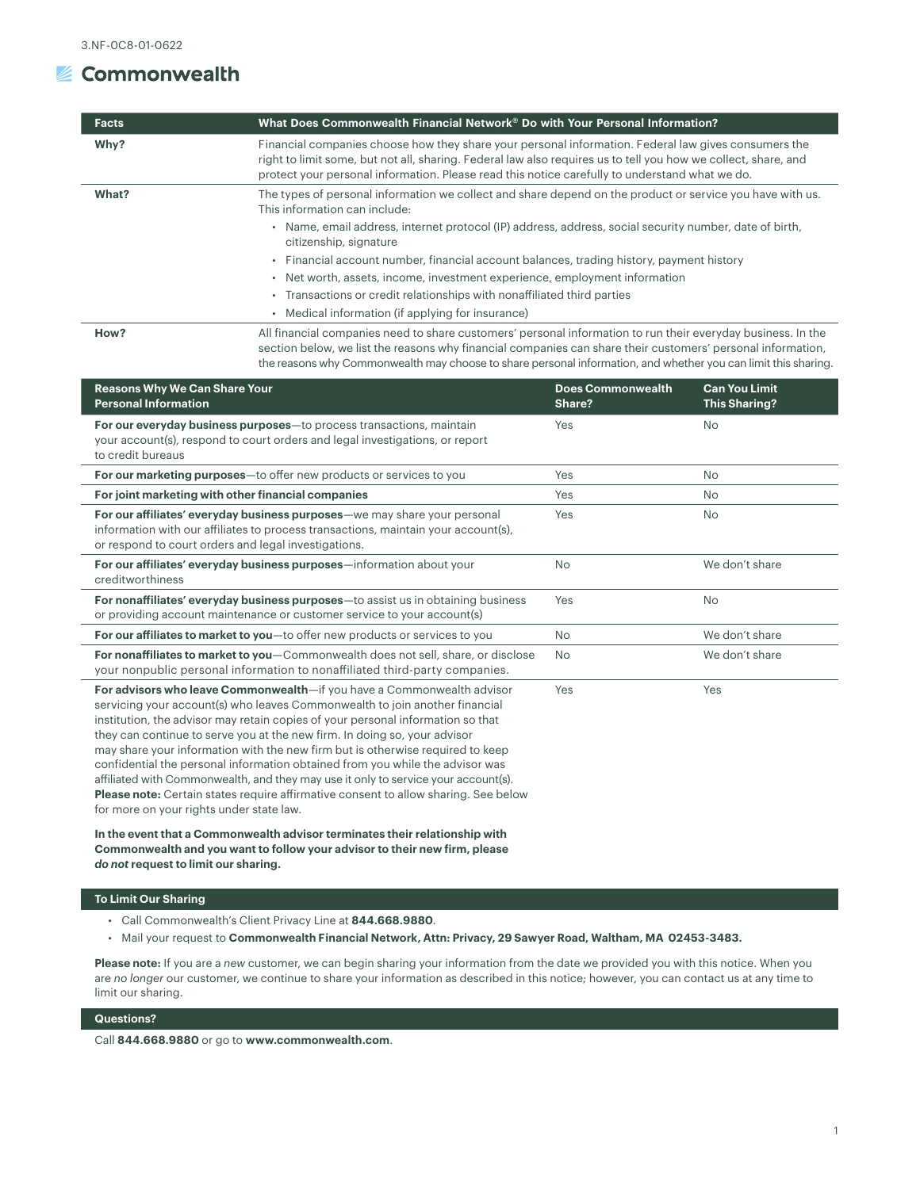3.NF-0C8-01-0622

# Commonwealth

| Facts | What Does Commonwealth Financial Network® Do with Your Personal Information? |
|---|---|
| **Why?** | Financial companies choose how they share your personal information. Federal law gives consumers the right to limit some, but not all, sharing. Federal law also requires us to tell you how we collect, share, and protect your personal information. Please read this notice carefully to understand what we do. |
| **What?** | The types of personal information we collect and share depend on the product or service you have with us. This information can include:<br>• Name, email address, internet protocol (IP) address, address, social security number, date of birth, citizenship, signature<br>• Financial account number, financial account balances, trading history, payment history<br>• Net worth, assets, income, investment experience, employment information<br>• Transactions or credit relationships with nonaffiliated third parties<br>• Medical information (if applying for insurance) |
| **How?** | All financial companies need to share customers' personal information to run their everyday business. In the section below, we list the reasons why financial companies can share their customers' personal information, the reasons why Commonwealth may choose to share personal information, and whether you can limit this sharing. |

| Reasons Why We Can Share Your Personal Information | Does Commonwealth Share? | Can You Limit This Sharing? |
|---|---|---|
| **For our everyday business purposes**—to process transactions, maintain your account(s), respond to court orders and legal investigations, or report to credit bureaus | Yes | No |
| **For our marketing purposes**—to offer new products or services to you | Yes | No |
| **For joint marketing with other financial companies** | Yes | No |
| **For our affiliates' everyday business purposes**—we may share your personal information with our affiliates to process transactions, maintain your account(s), or respond to court orders and legal investigations. | Yes | No |
| **For our affiliates' everyday business purposes**—information about your creditworthiness | No | We don't share |
| **For nonaffiliates' everyday business purposes**—to assist us in obtaining business or providing account maintenance or customer service to your account(s) | Yes | No |
| **For our affiliates to market to you**—to offer new products or services to you | No | We don't share |
| **For nonaffiliates to market to you**—Commonwealth does not sell, share, or disclose your nonpublic personal information to nonaffiliated third-party companies. | No | We don't share |
| **For advisors who leave Commonwealth**—if you have a Commonwealth advisor servicing your account(s) who leaves Commonwealth to join another financial institution, the advisor may retain copies of your personal information so that they can continue to serve you at the new firm. In doing so, your advisor may share your information with the new firm but is otherwise required to keep confidential the personal information obtained from you while the advisor was affiliated with Commonwealth, and they may use it only to service your account(s). **Please note:** Certain states require affirmative consent to allow sharing. See below for more on your rights under state law.<br><br>**In the event that a Commonwealth advisor terminates their relationship with Commonwealth and you want to follow your advisor to their new firm, please *do not* request to limit our sharing.** | Yes | Yes |

## To Limit Our Sharing

- Call Commonwealth's Client Privacy Line at **844.668.9880**.
- Mail your request to **Commonwealth Financial Network, Attn: Privacy, 29 Sawyer Road, Waltham, MA 02453-3483.**

**Please note:** If you are a *new* customer, we can begin sharing your information from the date we provided you with this notice. When you are *no longer* our customer, we continue to share your information as described in this notice; however, you can contact us at any time to limit our sharing.

## Questions?

Call **844.668.9880** or go to **www.commonwealth.com**.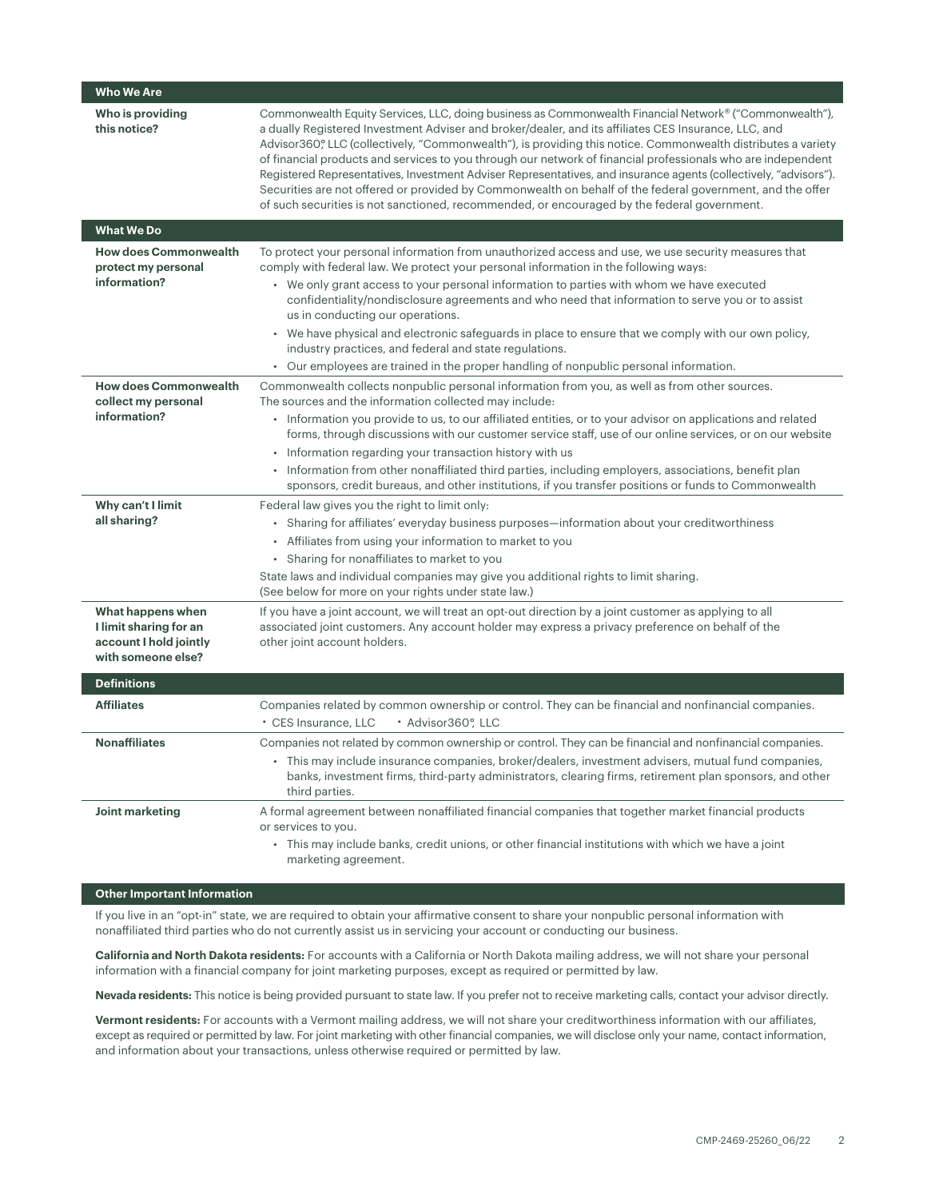| Who We Are | |
|---|---|
| **Who is providing this notice?** | Commonwealth Equity Services, LLC, doing business as Commonwealth Financial Network® ("Commonwealth"), a dually Registered Investment Adviser and broker/dealer, and its affiliates CES Insurance, LLC, and Advisor360°, LLC (collectively, "Commonwealth"), is providing this notice. Commonwealth distributes a variety of financial products and services to you through our network of financial professionals who are independent Registered Representatives, Investment Adviser Representatives, and insurance agents (collectively, "advisors"). Securities are not offered or provided by Commonwealth on behalf of the federal government, and the offer of such securities is not sanctioned, recommended, or encouraged by the federal government. |

| What We Do | |
|---|---|
| **How does Commonwealth protect my personal information?** | To protect your personal information from unauthorized access and use, we use security measures that comply with federal law. We protect your personal information in the following ways:<br>• We only grant access to your personal information to parties with whom we have executed confidentiality/nondisclosure agreements and who need that information to serve you or to assist us in conducting our operations.<br>• We have physical and electronic safeguards in place to ensure that we comply with our own policy, industry practices, and federal and state regulations.<br>• Our employees are trained in the proper handling of nonpublic personal information. |
| **How does Commonwealth collect my personal information?** | Commonwealth collects nonpublic personal information from you, as well as from other sources. The sources and the information collected may include:<br>• Information you provide to us, to our affiliated entities, or to your advisor on applications and related forms, through discussions with our customer service staff, use of our online services, or on our website<br>• Information regarding your transaction history with us<br>• Information from other nonaffiliated third parties, including employers, associations, benefit plan sponsors, credit bureaus, and other institutions, if you transfer positions or funds to Commonwealth |
| **Why can't I limit all sharing?** | Federal law gives you the right to limit only:<br>• Sharing for affiliates' everyday business purposes—information about your creditworthiness<br>• Affiliates from using your information to market to you<br>• Sharing for nonaffiliates to market to you<br>State laws and individual companies may give you additional rights to limit sharing. (See below for more on your rights under state law.) |
| **What happens when I limit sharing for an account I hold jointly with someone else?** | If you have a joint account, we will treat an opt-out direction by a joint customer as applying to all associated joint customers. Any account holder may express a privacy preference on behalf of the other joint account holders. |

| Definitions | |
|---|---|
| **Affiliates** | Companies related by common ownership or control. They can be financial and nonfinancial companies.<br>• CES Insurance, LLC • Advisor360°, LLC |
| **Nonaffiliates** | Companies not related by common ownership or control. They can be financial and nonfinancial companies.<br>• This may include insurance companies, broker/dealers, investment advisers, mutual fund companies, banks, investment firms, third-party administrators, clearing firms, retirement plan sponsors, and other third parties. |
| **Joint marketing** | A formal agreement between nonaffiliated financial companies that together market financial products or services to you.<br>• This may include banks, credit unions, or other financial institutions with which we have a joint marketing agreement. |

## Other Important Information

If you live in an "opt-in" state, we are required to obtain your affirmative consent to share your nonpublic personal information with nonaffiliated third parties who do not currently assist us in servicing your account or conducting our business.

**California and North Dakota residents:** For accounts with a California or North Dakota mailing address, we will not share your personal information with a financial company for joint marketing purposes, except as required or permitted by law.

**Nevada residents:** This notice is being provided pursuant to state law. If you prefer not to receive marketing calls, contact your advisor directly.

**Vermont residents:** For accounts with a Vermont mailing address, we will not share your creditworthiness information with our affiliates, except as required or permitted by law. For joint marketing with other financial companies, we will disclose only your name, contact information, and information about your transactions, unless otherwise required or permitted by law.

CMP-2469-25260_06/22